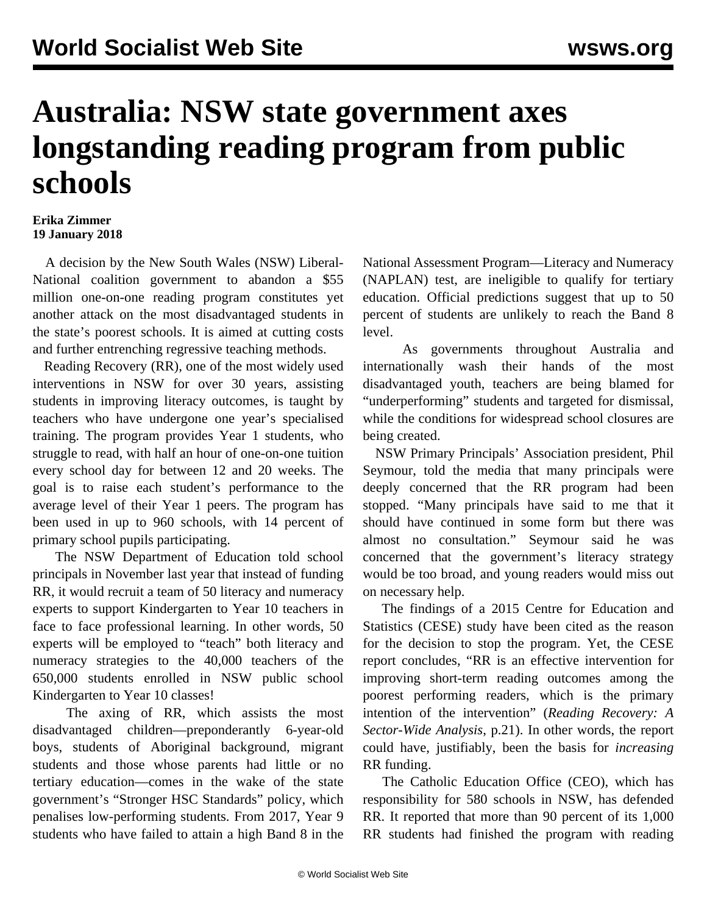# Australia: NSW state government axes longstanding reading program from public schools

**Erika Zimmer**
**19 January 2018**

A decision by the New South Wales (NSW) Liberal-National coalition government to abandon a $55 million one-on-one reading program constitutes yet another attack on the most disadvantaged students in the state's poorest schools. It is aimed at cutting costs and further entrenching regressive teaching methods.

Reading Recovery (RR), one of the most widely used interventions in NSW for over 30 years, assisting students in improving literacy outcomes, is taught by teachers who have undergone one year's specialised training. The program provides Year 1 students, who struggle to read, with half an hour of one-on-one tuition every school day for between 12 and 20 weeks. The goal is to raise each student's performance to the average level of their Year 1 peers. The program has been used in up to 960 schools, with 14 percent of primary school pupils participating.

The NSW Department of Education told school principals in November last year that instead of funding RR, it would recruit a team of 50 literacy and numeracy experts to support Kindergarten to Year 10 teachers in face to face professional learning. In other words, 50 experts will be employed to "teach" both literacy and numeracy strategies to the 40,000 teachers of the 650,000 students enrolled in NSW public school Kindergarten to Year 10 classes!

The axing of RR, which assists the most disadvantaged children—preponderantly 6-year-old boys, students of Aboriginal background, migrant students and those whose parents had little or no tertiary education—comes in the wake of the state government's "Stronger HSC Standards" policy, which penalises low-performing students. From 2017, Year 9 students who have failed to attain a high Band 8 in the National Assessment Program—Literacy and Numeracy (NAPLAN) test, are ineligible to qualify for tertiary education. Official predictions suggest that up to 50 percent of students are unlikely to reach the Band 8 level.

As governments throughout Australia and internationally wash their hands of the most disadvantaged youth, teachers are being blamed for "underperforming" students and targeted for dismissal, while the conditions for widespread school closures are being created.

NSW Primary Principals' Association president, Phil Seymour, told the media that many principals were deeply concerned that the RR program had been stopped. "Many principals have said to me that it should have continued in some form but there was almost no consultation." Seymour said he was concerned that the government's literacy strategy would be too broad, and young readers would miss out on necessary help.

The findings of a 2015 Centre for Education and Statistics (CESE) study have been cited as the reason for the decision to stop the program. Yet, the CESE report concludes, "RR is an effective intervention for improving short-term reading outcomes among the poorest performing readers, which is the primary intention of the intervention" (*Reading Recovery: A Sector-Wide Analysis*, p.21). In other words, the report could have, justifiably, been the basis for *increasing* RR funding.

The Catholic Education Office (CEO), which has responsibility for 580 schools in NSW, has defended RR. It reported that more than 90 percent of its 1,000 RR students had finished the program with reading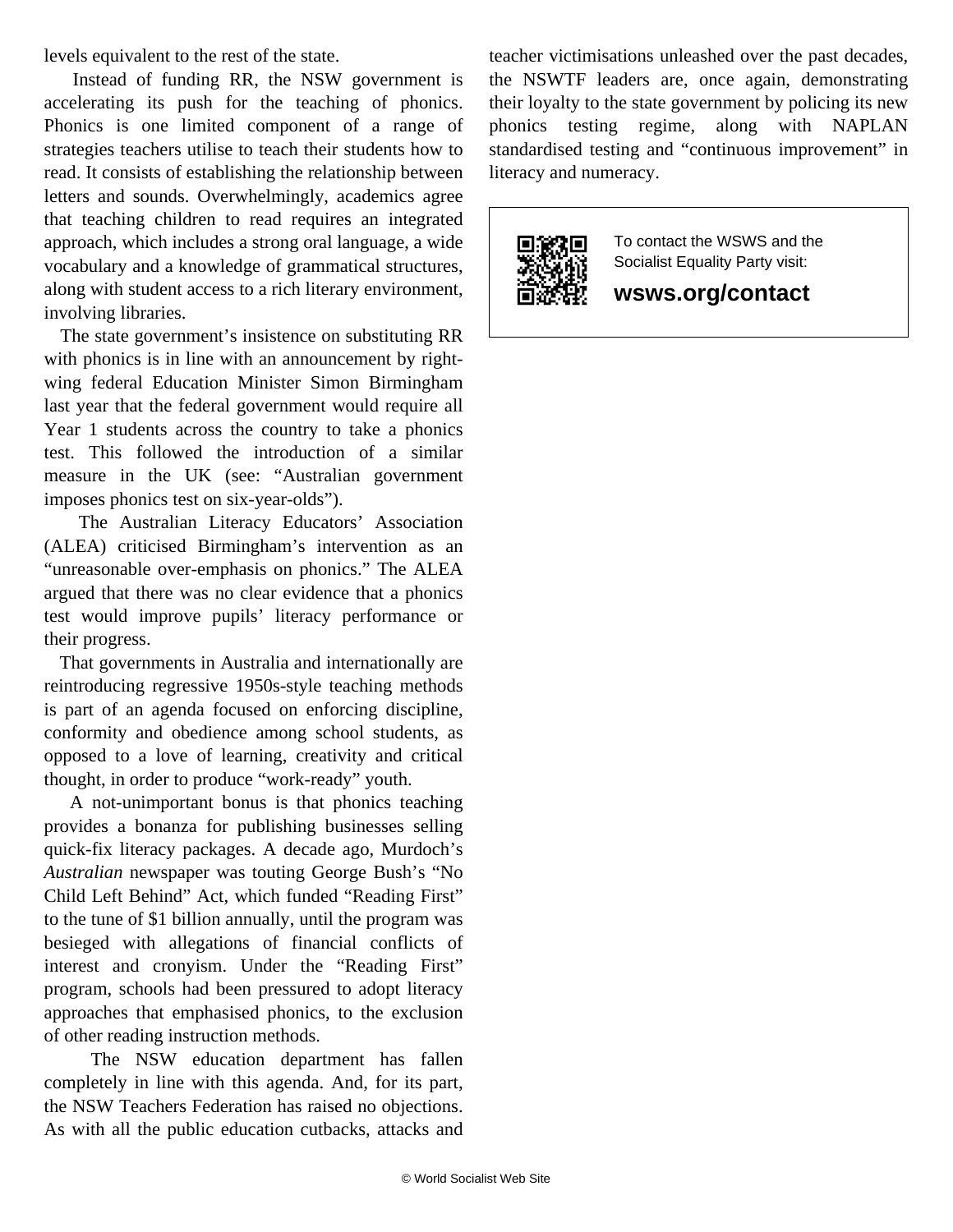levels equivalent to the rest of the state.

Instead of funding RR, the NSW government is accelerating its push for the teaching of phonics. Phonics is one limited component of a range of strategies teachers utilise to teach their students how to read. It consists of establishing the relationship between letters and sounds. Overwhelmingly, academics agree that teaching children to read requires an integrated approach, which includes a strong oral language, a wide vocabulary and a knowledge of grammatical structures, along with student access to a rich literary environment, involving libraries.

The state government's insistence on substituting RR with phonics is in line with an announcement by right-wing federal Education Minister Simon Birmingham last year that the federal government would require all Year 1 students across the country to take a phonics test. This followed the introduction of a similar measure in the UK (see: "Australian government imposes phonics test on six-year-olds").

The Australian Literacy Educators' Association (ALEA) criticised Birmingham's intervention as an "unreasonable over-emphasis on phonics." The ALEA argued that there was no clear evidence that a phonics test would improve pupils' literacy performance or their progress.

That governments in Australia and internationally are reintroducing regressive 1950s-style teaching methods is part of an agenda focused on enforcing discipline, conformity and obedience among school students, as opposed to a love of learning, creativity and critical thought, in order to produce "work-ready" youth.

A not-unimportant bonus is that phonics teaching provides a bonanza for publishing businesses selling quick-fix literacy packages. A decade ago, Murdoch's *Australian* newspaper was touting George Bush's "No Child Left Behind" Act, which funded "Reading First" to the tune of $1 billion annually, until the program was besieged with allegations of financial conflicts of interest and cronyism. Under the "Reading First" program, schools had been pressured to adopt literacy approaches that emphasised phonics, to the exclusion of other reading instruction methods.

The NSW education department has fallen completely in line with this agenda. And, for its part, the NSW Teachers Federation has raised no objections. As with all the public education cutbacks, attacks and teacher victimisations unleashed over the past decades, the NSWTF leaders are, once again, demonstrating their loyalty to the state government by policing its new phonics testing regime, along with NAPLAN standardised testing and "continuous improvement" in literacy and numeracy.

To contact the WSWS and the Socialist Equality Party visit:

**wsws.org/contact**